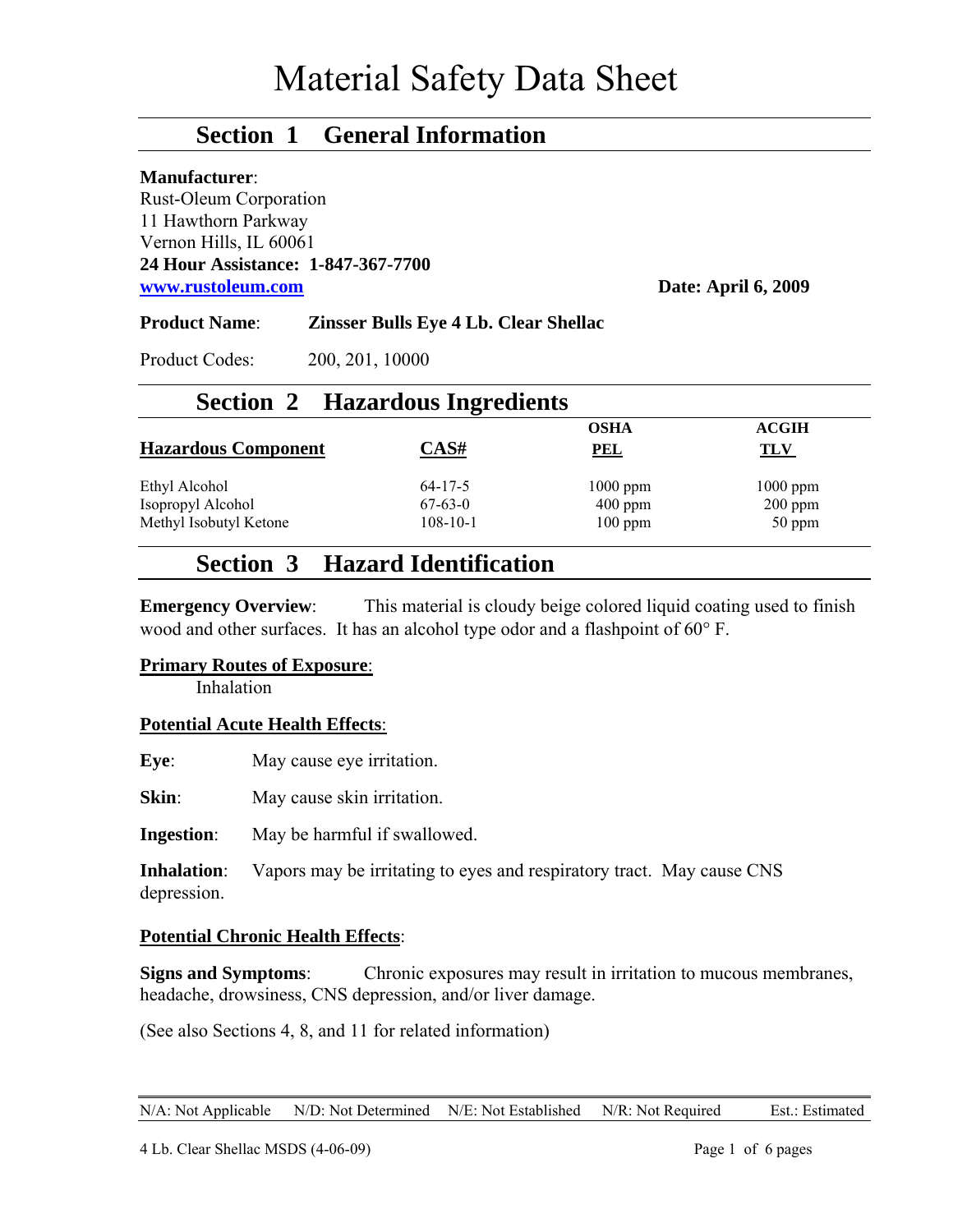# Material Safety Data Sheet

## Section 1 General Information

**Manufacturer**:
Rust-Oleum Corporation
11 Hawthorn Parkway
Vernon Hills, IL 60061
**24 Hour Assistance: 1-847-367-7700**
**www.rustoleum.com**

**Date: April 6, 2009**

**Product Name**: **Zinsser Bulls Eye 4 Lb. Clear Shellac**

Product Codes: 200, 201, 10000

## Section 2 Hazardous Ingredients

| Hazardous Component | CAS# | OSHA PEL | ACGIH TLV |
|---|---|---|---|
| Ethyl Alcohol | 64-17-5 | 1000 ppm | 1000 ppm |
| Isopropyl Alcohol | 67-63-0 | 400 ppm | 200 ppm |
| Methyl Isobutyl Ketone | 108-10-1 | 100 ppm | 50 ppm |

## Section 3 Hazard Identification

**Emergency Overview**: This material is cloudy beige colored liquid coating used to finish wood and other surfaces. It has an alcohol type odor and a flashpoint of 60° F.

**Primary Routes of Exposure**:
Inhalation

**Potential Acute Health Effects**:

**Eye**: May cause eye irritation.

**Skin**: May cause skin irritation.

**Ingestion**: May be harmful if swallowed.

**Inhalation**: Vapors may be irritating to eyes and respiratory tract. May cause CNS depression.

**Potential Chronic Health Effects**:

**Signs and Symptoms**: Chronic exposures may result in irritation to mucous membranes, headache, drowsiness, CNS depression, and/or liver damage.

(See also Sections 4, 8, and 11 for related information)

N/A: Not Applicable N/D: Not Determined N/E: Not Established N/R: Not Required Est.: Estimated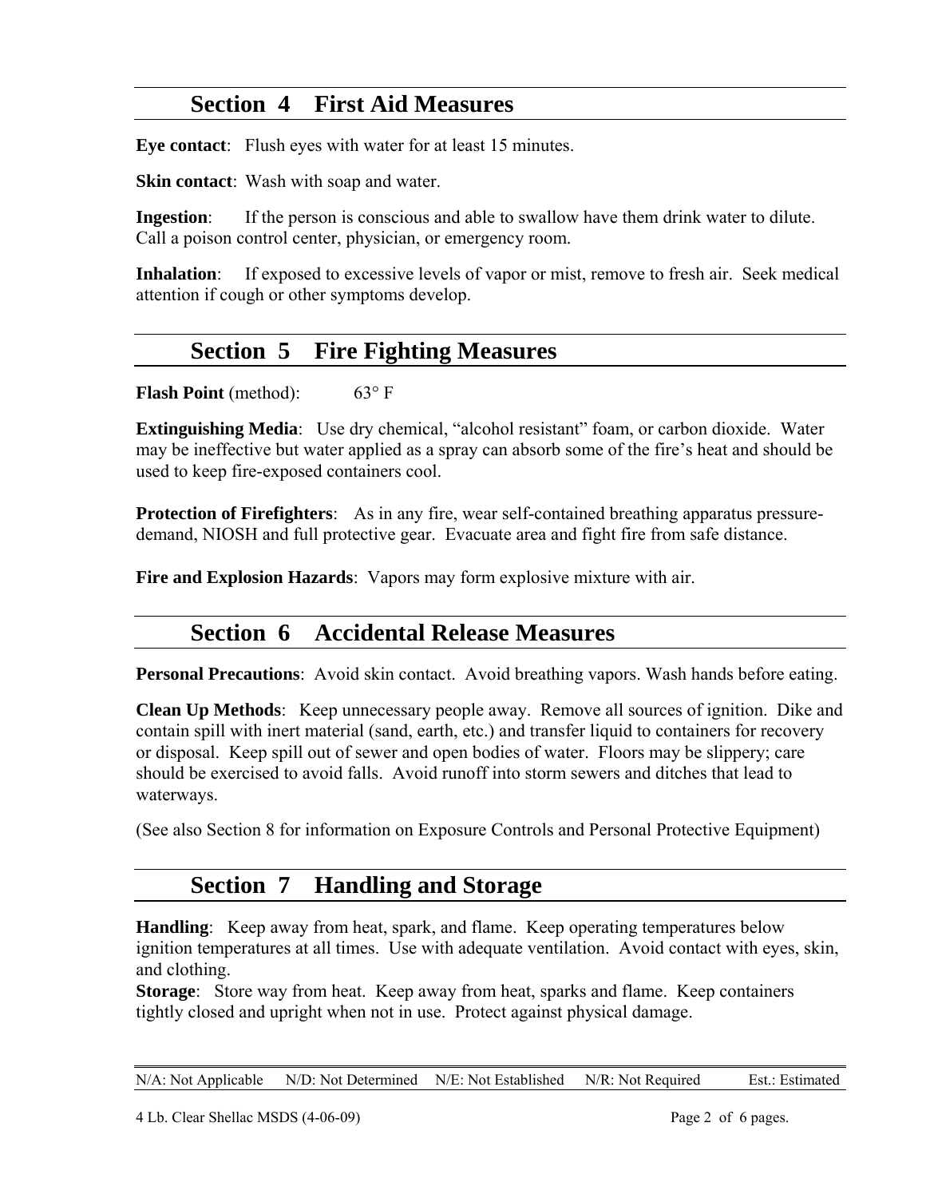## Section 4 First Aid Measures

**Eye contact**: Flush eyes with water for at least 15 minutes.

**Skin contact**: Wash with soap and water.

**Ingestion**: If the person is conscious and able to swallow have them drink water to dilute. Call a poison control center, physician, or emergency room.

**Inhalation**: If exposed to excessive levels of vapor or mist, remove to fresh air. Seek medical attention if cough or other symptoms develop.

## Section 5 Fire Fighting Measures

**Flash Point** (method): 63° F

**Extinguishing Media**: Use dry chemical, "alcohol resistant" foam, or carbon dioxide. Water may be ineffective but water applied as a spray can absorb some of the fire's heat and should be used to keep fire-exposed containers cool.

**Protection of Firefighters**: As in any fire, wear self-contained breathing apparatus pressure-demand, NIOSH and full protective gear. Evacuate area and fight fire from safe distance.

**Fire and Explosion Hazards**: Vapors may form explosive mixture with air.

## Section 6 Accidental Release Measures

**Personal Precautions**: Avoid skin contact. Avoid breathing vapors. Wash hands before eating.

**Clean Up Methods**: Keep unnecessary people away. Remove all sources of ignition. Dike and contain spill with inert material (sand, earth, etc.) and transfer liquid to containers for recovery or disposal. Keep spill out of sewer and open bodies of water. Floors may be slippery; care should be exercised to avoid falls. Avoid runoff into storm sewers and ditches that lead to waterways.

(See also Section 8 for information on Exposure Controls and Personal Protective Equipment)

## Section 7 Handling and Storage

**Handling**: Keep away from heat, spark, and flame. Keep operating temperatures below ignition temperatures at all times. Use with adequate ventilation. Avoid contact with eyes, skin, and clothing.

**Storage**: Store way from heat. Keep away from heat, sparks and flame. Keep containers tightly closed and upright when not in use. Protect against physical damage.

N/A: Not Applicable N/D: Not Determined N/E: Not Established N/R: Not Required Est.: Estimated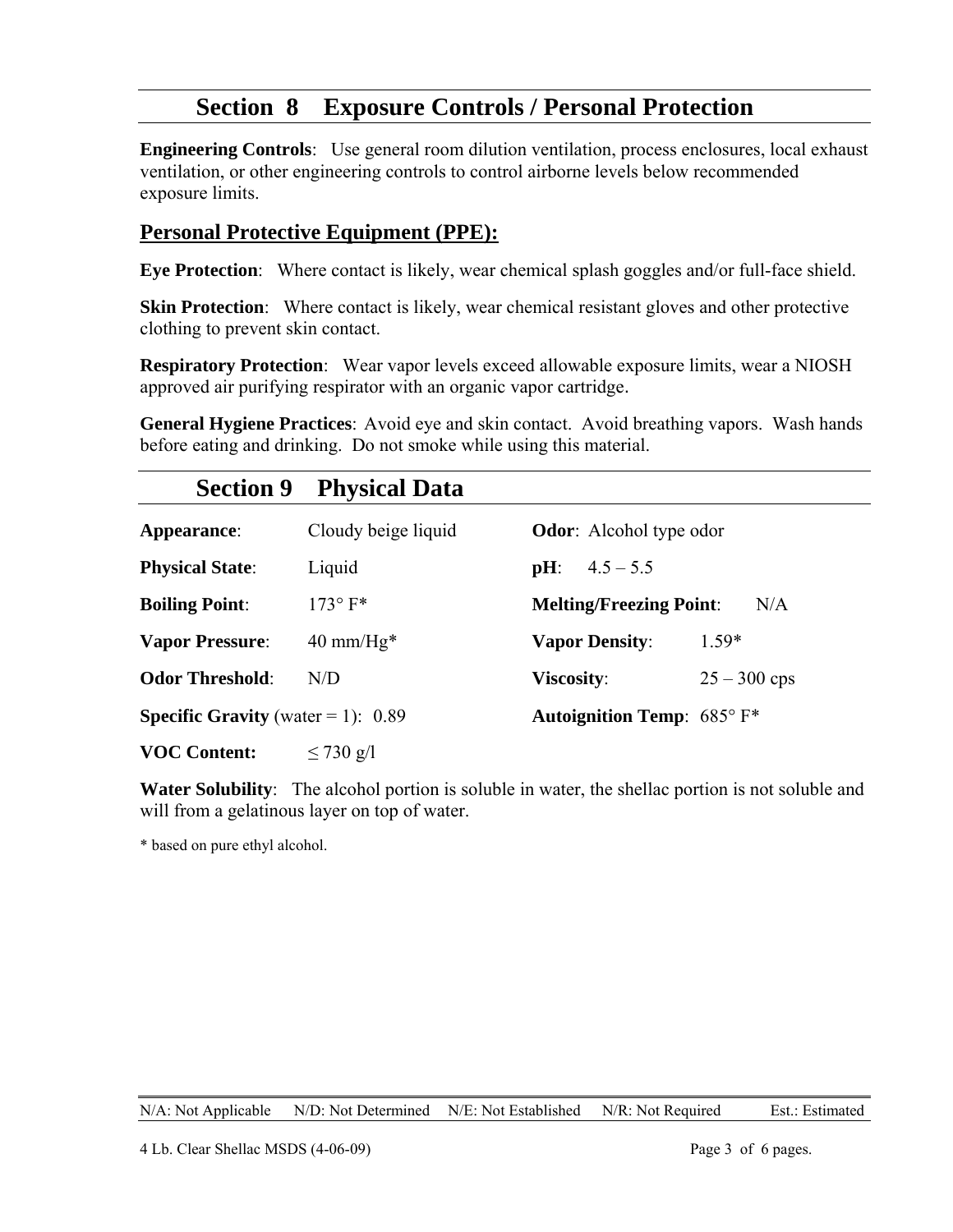## Section 8 Exposure Controls / Personal Protection

**Engineering Controls**: Use general room dilution ventilation, process enclosures, local exhaust ventilation, or other engineering controls to control airborne levels below recommended exposure limits.

### Personal Protective Equipment (PPE):

**Eye Protection**: Where contact is likely, wear chemical splash goggles and/or full-face shield.

**Skin Protection**: Where contact is likely, wear chemical resistant gloves and other protective clothing to prevent skin contact.

**Respiratory Protection**: Wear vapor levels exceed allowable exposure limits, wear a NIOSH approved air purifying respirator with an organic vapor cartridge.

**General Hygiene Practices**: Avoid eye and skin contact. Avoid breathing vapors. Wash hands before eating and drinking. Do not smoke while using this material.

## Section 9 Physical Data

| | | | |
|---|---|---|---|
| **Appearance**: | Cloudy beige liquid | **Odor**: | Alcohol type odor |
| **Physical State**: | Liquid | **pH**: | 4.5 – 5.5 |
| **Boiling Point**: | 173° F* | **Melting/Freezing Point**: | N/A |
| **Vapor Pressure**: | 40 mm/Hg* | **Vapor Density**: | 1.59* |
| **Odor Threshold**: | N/D | **Viscosity**: | 25 – 300 cps |
| **Specific Gravity** (water = 1): | 0.89 | **Autoignition Temp**: | 685° F* |
| **VOC Content:** | ≤ 730 g/l | | |

**Water Solubility**: The alcohol portion is soluble in water, the shellac portion is not soluble and will from a gelatinous layer on top of water.

\* based on pure ethyl alcohol.

N/A: Not Applicable N/D: Not Determined N/E: Not Established N/R: Not Required Est.: Estimated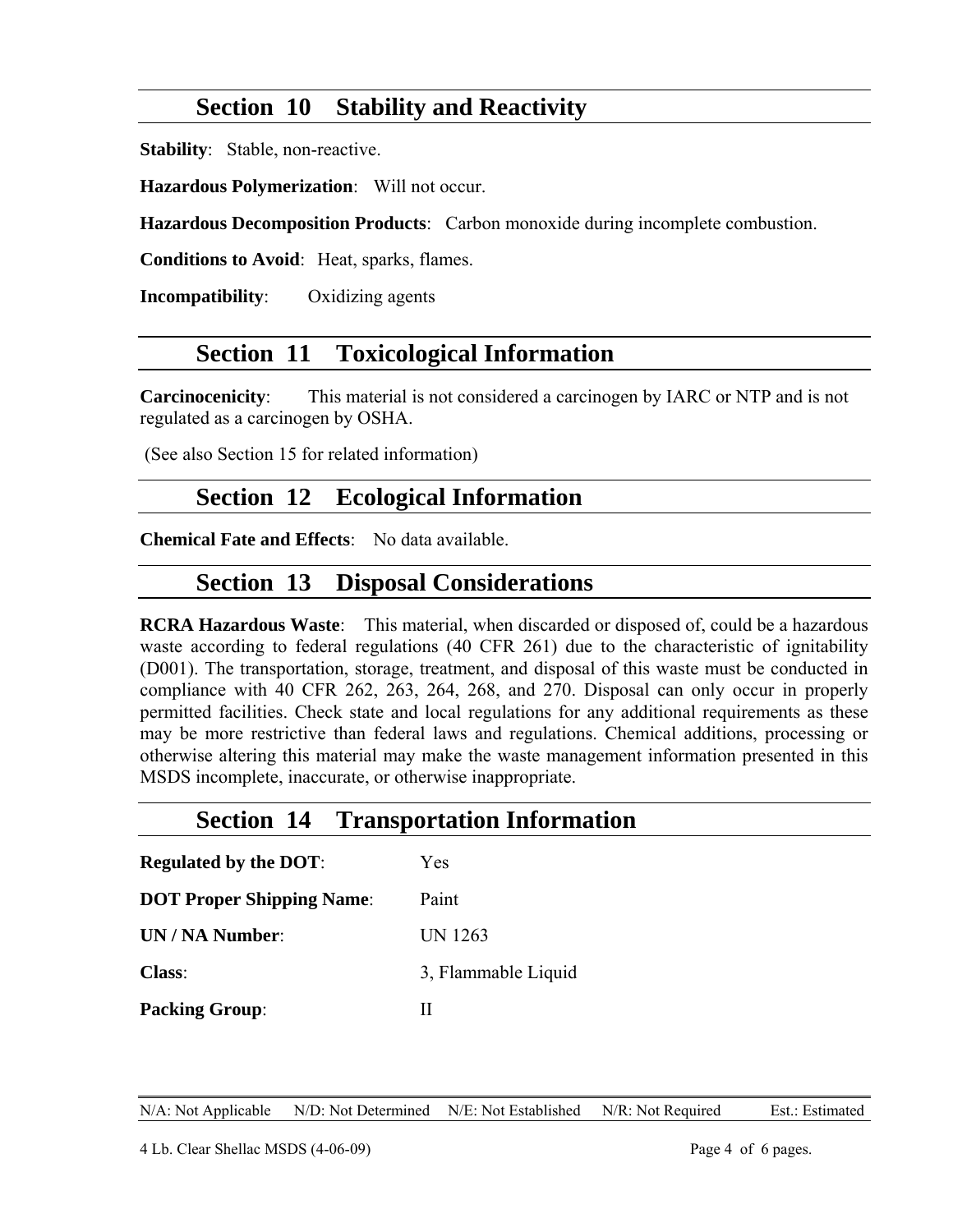## Section 10 Stability and Reactivity

**Stability**: Stable, non-reactive.

**Hazardous Polymerization**: Will not occur.

**Hazardous Decomposition Products**: Carbon monoxide during incomplete combustion.

**Conditions to Avoid**: Heat, sparks, flames.

**Incompatibility**: Oxidizing agents

## Section 11 Toxicological Information

**Carcinocenicity**: This material is not considered a carcinogen by IARC or NTP and is not regulated as a carcinogen by OSHA.

(See also Section 15 for related information)

## Section 12 Ecological Information

**Chemical Fate and Effects**: No data available.

## Section 13 Disposal Considerations

**RCRA Hazardous Waste**: This material, when discarded or disposed of, could be a hazardous waste according to federal regulations (40 CFR 261) due to the characteristic of ignitability (D001). The transportation, storage, treatment, and disposal of this waste must be conducted in compliance with 40 CFR 262, 263, 264, 268, and 270. Disposal can only occur in properly permitted facilities. Check state and local regulations for any additional requirements as these may be more restrictive than federal laws and regulations. Chemical additions, processing or otherwise altering this material may make the waste management information presented in this MSDS incomplete, inaccurate, or otherwise inappropriate.

## Section 14 Transportation Information

**Regulated by the DOT**: Yes

**DOT Proper Shipping Name**: Paint

**UN / NA Number**: UN 1263

**Class**: 3, Flammable Liquid

**Packing Group**: II

N/A: Not Applicable N/D: Not Determined N/E: Not Established N/R: Not Required Est.: Estimated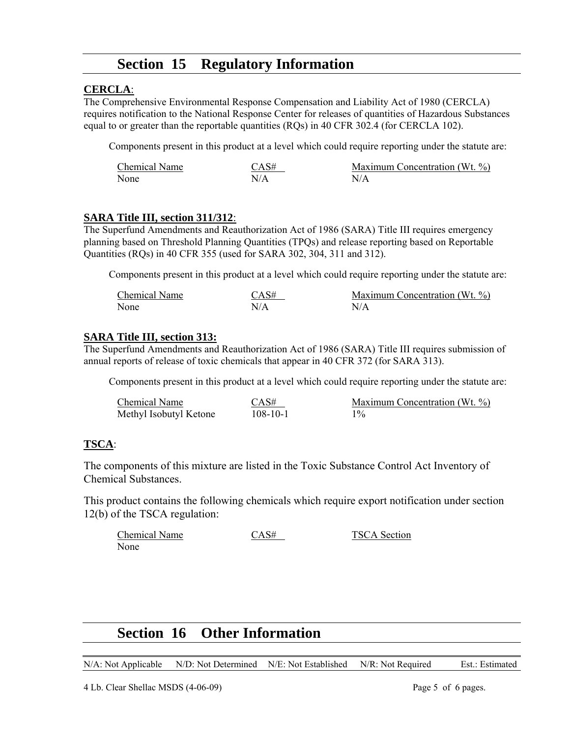# Section 15 Regulatory Information

**CERCLA**:

The Comprehensive Environmental Response Compensation and Liability Act of 1980 (CERCLA) requires notification to the National Response Center for releases of quantities of Hazardous Substances equal to or greater than the reportable quantities (RQs) in 40 CFR 302.4 (for CERCLA 102).

Components present in this product at a level which could require reporting under the statute are:

| Chemical Name | CAS# | Maximum Concentration (Wt. %) |
|---|---|---|
| None | N/A | N/A |

**SARA Title III, section 311/312**:

The Superfund Amendments and Reauthorization Act of 1986 (SARA) Title III requires emergency planning based on Threshold Planning Quantities (TPQs) and release reporting based on Reportable Quantities (RQs) in 40 CFR 355 (used for SARA 302, 304, 311 and 312).

Components present in this product at a level which could require reporting under the statute are:

| Chemical Name | CAS# | Maximum Concentration (Wt. %) |
|---|---|---|
| None | N/A | N/A |

**SARA Title III, section 313:**

The Superfund Amendments and Reauthorization Act of 1986 (SARA) Title III requires submission of annual reports of release of toxic chemicals that appear in 40 CFR 372 (for SARA 313).

Components present in this product at a level which could require reporting under the statute are:

| Chemical Name | CAS# | Maximum Concentration (Wt. %) |
|---|---|---|
| Methyl Isobutyl Ketone | 108-10-1 | 1% |

**TSCA**:

The components of this mixture are listed in the Toxic Substance Control Act Inventory of Chemical Substances.

This product contains the following chemicals which require export notification under section 12(b) of the TSCA regulation:

| Chemical Name | CAS# | TSCA Section |
|---|---|---|
| None | | |

# Section 16 Other Information

N/A: Not Applicable N/D: Not Determined N/E: Not Established N/R: Not Required Est.: Estimated

4 Lb. Clear Shellac MSDS (4-06-09)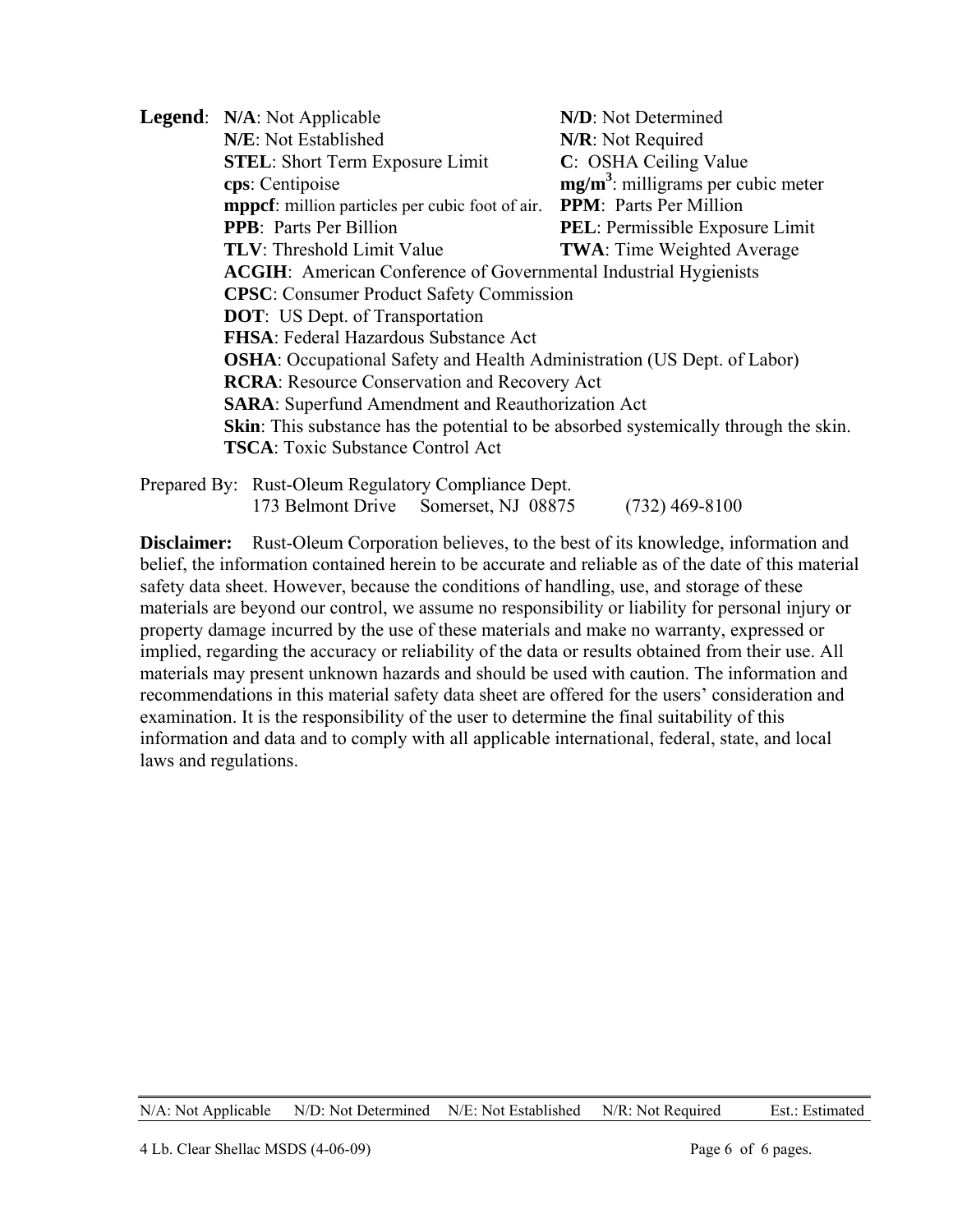**Legend**:

| | |
|---|---|
| **N/A**: Not Applicable | **N/D**: Not Determined |
| **N/E**: Not Established | **N/R**: Not Required |
| **STEL**: Short Term Exposure Limit | **C**: OSHA Ceiling Value |
| **cps**: Centipoise | **$mg/m^3$**: milligrams per cubic meter |
| **mppcf**: million particles per cubic foot of air. | **PPM**: Parts Per Million |
| **PPB**: Parts Per Billion | **PEL**: Permissible Exposure Limit |
| **TLV**: Threshold Limit Value | **TWA**: Time Weighted Average |

**ACGIH**: American Conference of Governmental Industrial Hygienists
**CPSC**: Consumer Product Safety Commission
**DOT**: US Dept. of Transportation
**FHSA**: Federal Hazardous Substance Act
**OSHA**: Occupational Safety and Health Administration (US Dept. of Labor)
**RCRA**: Resource Conservation and Recovery Act
**SARA**: Superfund Amendment and Reauthorization Act
**Skin**: This substance has the potential to be absorbed systemically through the skin.
**TSCA**: Toxic Substance Control Act

Prepared By: Rust-Oleum Regulatory Compliance Dept.
173 Belmont Drive Somerset, NJ 08875 (732) 469-8100

**Disclaimer:** Rust-Oleum Corporation believes, to the best of its knowledge, information and belief, the information contained herein to be accurate and reliable as of the date of this material safety data sheet. However, because the conditions of handling, use, and storage of these materials are beyond our control, we assume no responsibility or liability for personal injury or property damage incurred by the use of these materials and make no warranty, expressed or implied, regarding the accuracy or reliability of the data or results obtained from their use. All materials may present unknown hazards and should be used with caution. The information and recommendations in this material safety data sheet are offered for the users' consideration and examination. It is the responsibility of the user to determine the final suitability of this information and data and to comply with all applicable international, federal, state, and local laws and regulations.